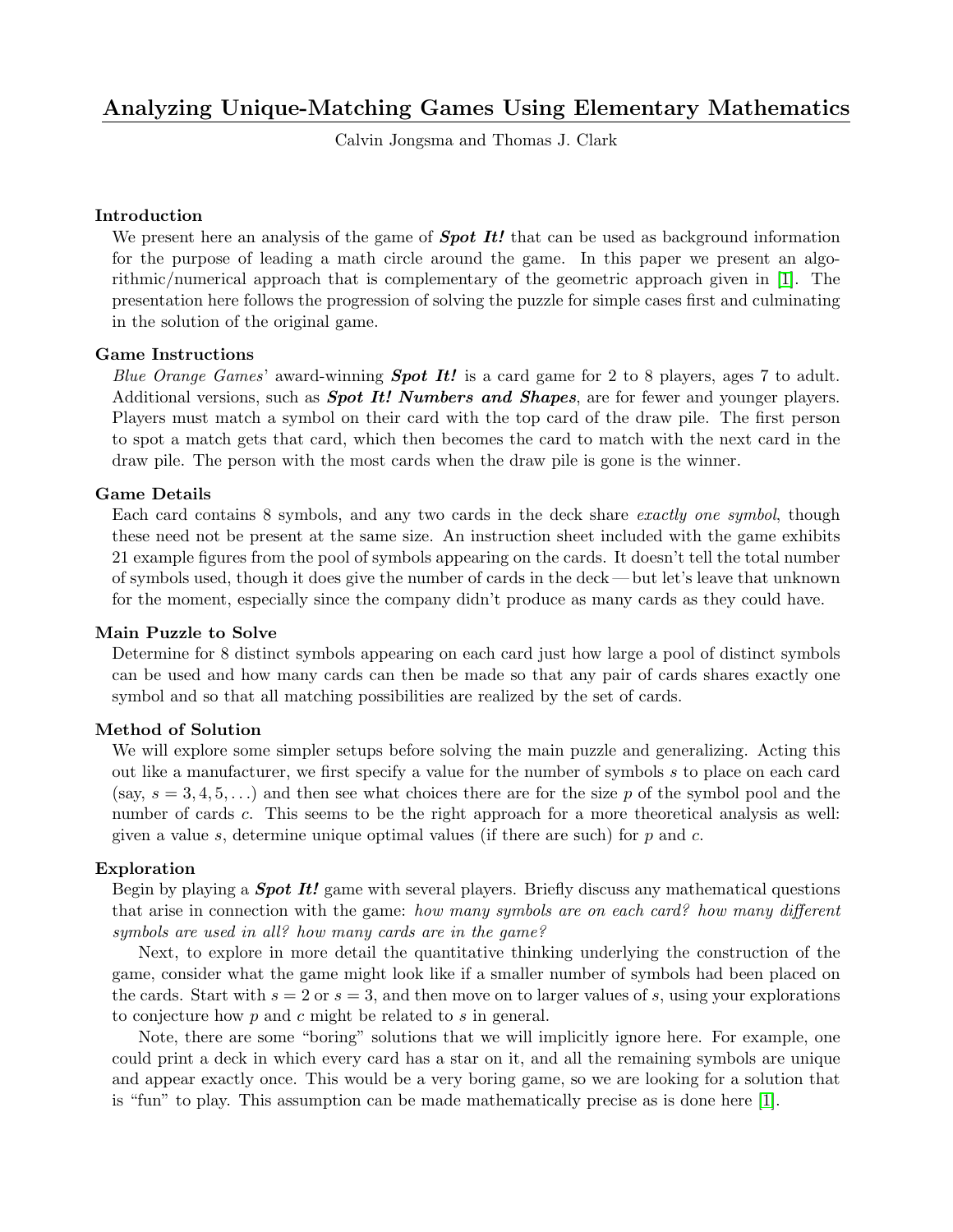# Analyzing Unique-Matching Games Using Elementary Mathematics

Calvin Jongsma and Thomas J. Clark

### Introduction

We present here an analysis of the game of ***Spot It!*** that can be used as background information for the purpose of leading a math circle around the game. In this paper we present an algorithmic/numerical approach that is complementary of the geometric approach given in [1]. The presentation here follows the progression of solving the puzzle for simple cases first and culminating in the solution of the original game.

### Game Instructions

*Blue Orange Games*' award-winning ***Spot It!*** is a card game for 2 to 8 players, ages 7 to adult. Additional versions, such as ***Spot It! Numbers and Shapes***, are for fewer and younger players. Players must match a symbol on their card with the top card of the draw pile. The first person to spot a match gets that card, which then becomes the card to match with the next card in the draw pile. The person with the most cards when the draw pile is gone is the winner.

### Game Details

Each card contains 8 symbols, and any two cards in the deck share *exactly one symbol*, though these need not be present at the same size. An instruction sheet included with the game exhibits 21 example figures from the pool of symbols appearing on the cards. It doesn't tell the total number of symbols used, though it does give the number of cards in the deck — but let's leave that unknown for the moment, especially since the company didn't produce as many cards as they could have.

### Main Puzzle to Solve

Determine for 8 distinct symbols appearing on each card just how large a pool of distinct symbols can be used and how many cards can then be made so that any pair of cards shares exactly one symbol and so that all matching possibilities are realized by the set of cards.

### Method of Solution

We will explore some simpler setups before solving the main puzzle and generalizing. Acting this out like a manufacturer, we first specify a value for the number of symbols $s$ to place on each card (say, $s = 3, 4, 5, \ldots$) and then see what choices there are for the size $p$ of the symbol pool and the number of cards $c$. This seems to be the right approach for a more theoretical analysis as well: given a value $s$, determine unique optimal values (if there are such) for $p$ and $c$.

### Exploration

Begin by playing a ***Spot It!*** game with several players. Briefly discuss any mathematical questions that arise in connection with the game: *how many symbols are on each card? how many different symbols are used in all? how many cards are in the game?*

Next, to explore in more detail the quantitative thinking underlying the construction of the game, consider what the game might look like if a smaller number of symbols had been placed on the cards. Start with $s = 2$ or $s = 3$, and then move on to larger values of $s$, using your explorations to conjecture how $p$ and $c$ might be related to $s$ in general.

Note, there are some "boring" solutions that we will implicitly ignore here. For example, one could print a deck in which every card has a star on it, and all the remaining symbols are unique and appear exactly once. This would be a very boring game, so we are looking for a solution that is "fun" to play. This assumption can be made mathematically precise as is done here [1].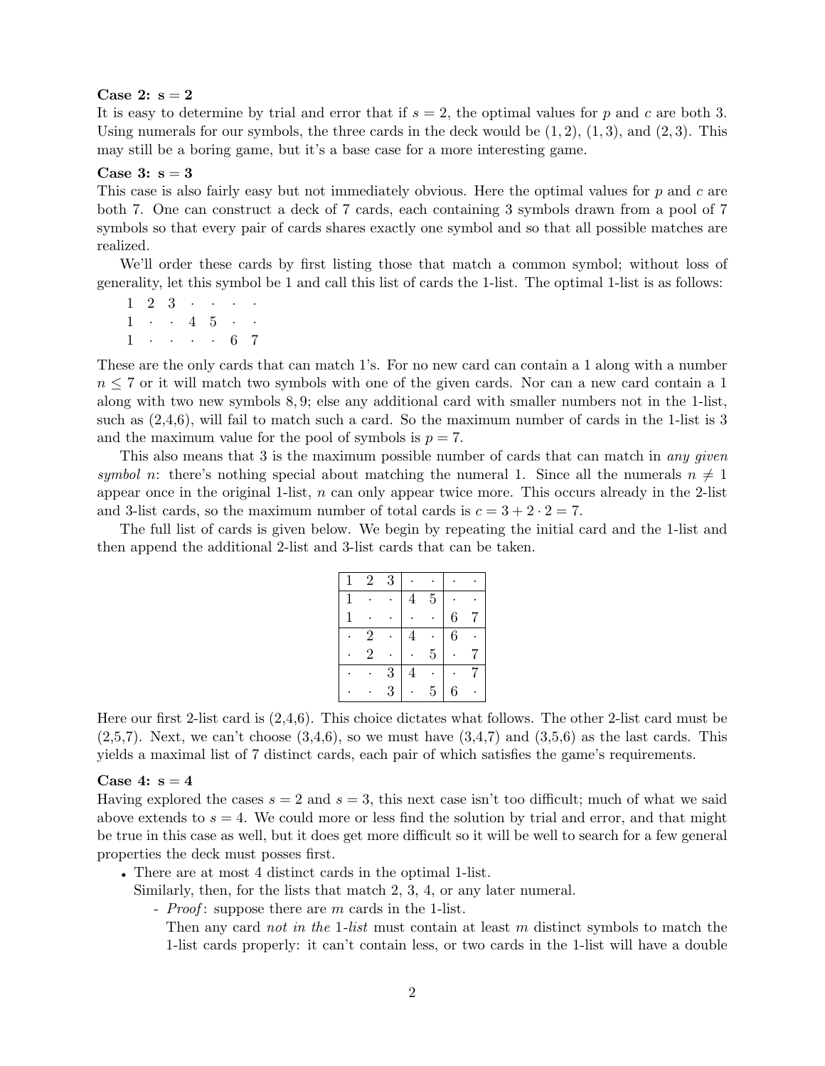**Case 2: s = 2**
It is easy to determine by trial and error that if $s = 2$, the optimal values for $p$ and $c$ are both 3. Using numerals for our symbols, the three cards in the deck would be $(1, 2)$, $(1, 3)$, and $(2, 3)$. This may still be a boring game, but it's a base case for a more interesting game.

**Case 3: s = 3**
This case is also fairly easy but not immediately obvious. Here the optimal values for $p$ and $c$ are both 7. One can construct a deck of 7 cards, each containing 3 symbols drawn from a pool of 7 symbols so that every pair of cards shares exactly one symbol and so that all possible matches are realized.

We'll order these cards by first listing those that match a common symbol; without loss of generality, let this symbol be 1 and call this list of cards the 1-list. The optimal 1-list is as follows:

$$
\begin{array}{ccccccc}
1 & 2 & 3 & \cdot & \cdot & \cdot & \cdot \\
1 & \cdot & \cdot & 4 & 5 & \cdot & \cdot \\
1 & \cdot & \cdot & \cdot & \cdot & 6 & 7
\end{array}
$$

These are the only cards that can match 1's. For no new card can contain a 1 along with a number $n \leq 7$ or it will match two symbols with one of the given cards. Nor can a new card contain a 1 along with two new symbols $8, 9$; else any additional card with smaller numbers not in the 1-list, such as (2,4,6), will fail to match such a card. So the maximum number of cards in the 1-list is 3 and the maximum value for the pool of symbols is $p = 7$.

This also means that 3 is the maximum possible number of cards that can match in *any given symbol n*: there's nothing special about matching the numeral 1. Since all the numerals $n \neq 1$ appear once in the original 1-list, $n$ can only appear twice more. This occurs already in the 2-list and 3-list cards, so the maximum number of total cards is $c = 3 + 2 \cdot 2 = 7$.

The full list of cards is given below. We begin by repeating the initial card and the 1-list and then append the additional 2-list and 3-list cards that can be taken.

| | | | | | | |
|---|---|---|---|---|---|---|
| 1 | 2 | 3 | · | · | · | · |
| 1 | · | · | 4 | 5 | · | · |
| 1 | · | · | · | · | 6 | 7 |
| · | 2 | · | 4 | · | 6 | · |
| · | 2 | · | · | 5 | · | 7 |
| · | · | 3 | 4 | · | · | 7 |
| · | · | 3 | · | 5 | 6 | · |

Here our first 2-list card is (2,4,6). This choice dictates what follows. The other 2-list card must be (2,5,7). Next, we can't choose (3,4,6), so we must have (3,4,7) and (3,5,6) as the last cards. This yields a maximal list of 7 distinct cards, each pair of which satisfies the game's requirements.

**Case 4: s = 4**
Having explored the cases $s = 2$ and $s = 3$, this next case isn't too difficult; much of what we said above extends to $s = 4$. We could more or less find the solution by trial and error, and that might be true in this case as well, but it does get more difficult so it will be well to search for a few general properties the deck must posses first.

- There are at most 4 distinct cards in the optimal 1-list.
  Similarly, then, for the lists that match 2, 3, 4, or any later numeral.
  - *Proof*: suppose there are $m$ cards in the 1-list.
    Then any card *not in the* 1-*list* must contain at least $m$ distinct symbols to match the 1-list cards properly: it can't contain less, or two cards in the 1-list will have a double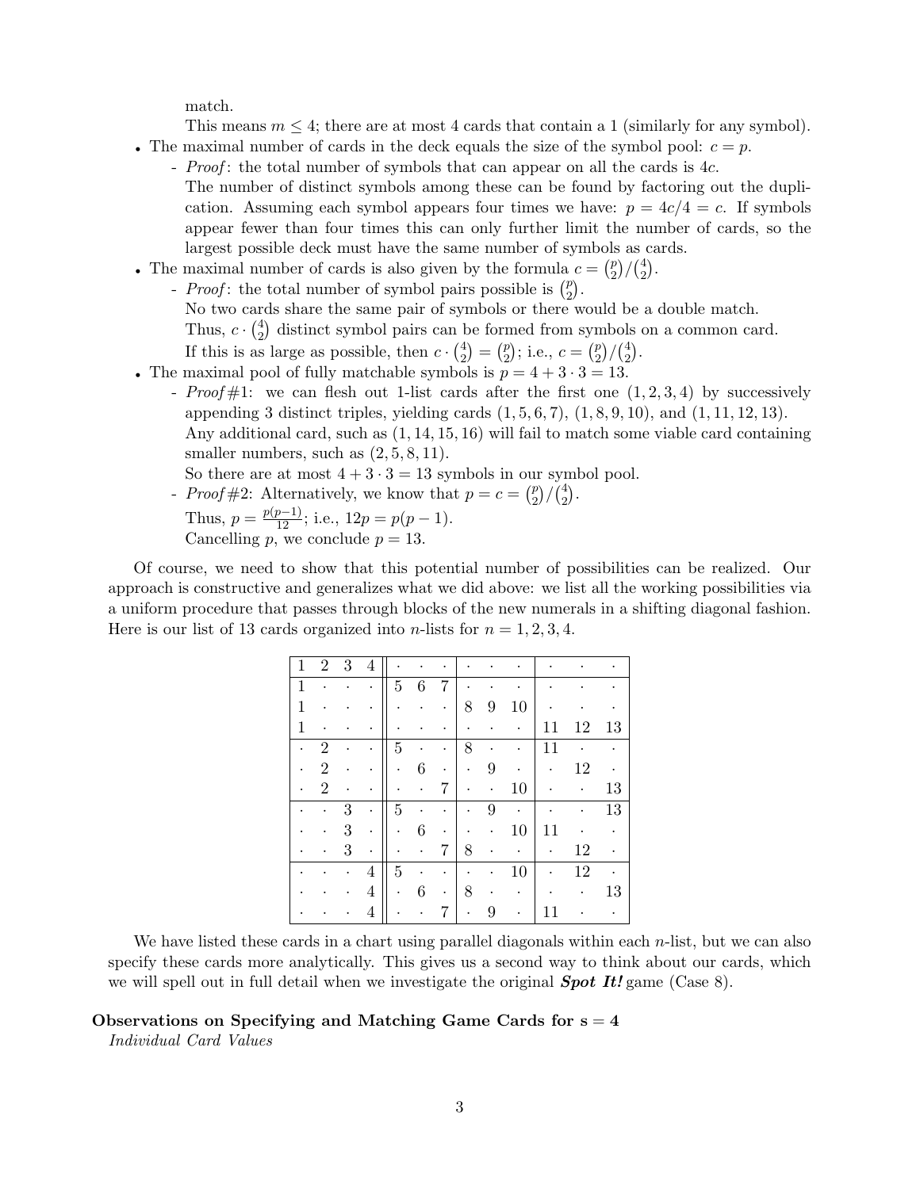match.

This means $m \leq 4$; there are at most 4 cards that contain a 1 (similarly for any symbol).

- The maximal number of cards in the deck equals the size of the symbol pool: $c = p$.
  - *Proof*: the total number of symbols that can appear on all the cards is $4c$.
    The number of distinct symbols among these can be found by factoring out the duplication. Assuming each symbol appears four times we have: $p = 4c/4 = c$. If symbols appear fewer than four times this can only further limit the number of cards, so the largest possible deck must have the same number of symbols as cards.
- The maximal number of cards is also given by the formula $c = \binom{p}{2}/\binom{4}{2}$.
  - *Proof*: the total number of symbol pairs possible is $\binom{p}{2}$.
    No two cards share the same pair of symbols or there would be a double match.
    Thus, $c \cdot \binom{4}{2}$ distinct symbol pairs can be formed from symbols on a common card.
    If this is as large as possible, then $c \cdot \binom{4}{2} = \binom{p}{2}$; i.e., $c = \binom{p}{2}/\binom{4}{2}$.
- The maximal pool of fully matchable symbols is $p = 4 + 3 \cdot 3 = 13$.
  - *Proof #1*: we can flesh out 1-list cards after the first one $(1, 2, 3, 4)$ by successively appending 3 distinct triples, yielding cards $(1, 5, 6, 7)$, $(1, 8, 9, 10)$, and $(1, 11, 12, 13)$.
    Any additional card, such as $(1, 14, 15, 16)$ will fail to match some viable card containing smaller numbers, such as $(2, 5, 8, 11)$.
    So there are at most $4 + 3 \cdot 3 = 13$ symbols in our symbol pool.
  - *Proof #2*: Alternatively, we know that $p = c = \binom{p}{2}/\binom{4}{2}$.
    Thus, $p = \frac{p(p-1)}{12}$; i.e., $12p = p(p-1)$.
    Cancelling $p$, we conclude $p = 13$.

Of course, we need to show that this potential number of possibilities can be realized. Our approach is constructive and generalizes what we did above: we list all the working possibilities via a uniform procedure that passes through blocks of the new numerals in a shifting diagonal fashion. Here is our list of 13 cards organized into $n$-lists for $n = 1, 2, 3, 4$.

| | | | | | | | | | | | | |
|---|---|---|---|---|---|---|---|---|---|---|---|---|
| 1 | 2 | 3 | 4 | · | · | · | · | · | · | · | · | · |
| 1 | · | · | · | 5 | 6 | 7 | · | · | · | · | · | · |
| 1 | · | · | · | · | · | · | 8 | 9 | 10 | · | · | · |
| 1 | · | · | · | · | · | · | · | · | · | 11 | 12 | 13 |
| · | 2 | · | · | 5 | · | · | 8 | · | · | 11 | · | · |
| · | 2 | · | · | · | 6 | · | · | 9 | · | · | 12 | · |
| · | 2 | · | · | · | · | 7 | · | · | 10 | · | · | 13 |
| · | · | 3 | · | 5 | · | · | · | 9 | · | · | · | 13 |
| · | · | 3 | · | · | 6 | · | · | · | 10 | 11 | · | · |
| · | · | 3 | · | · | · | 7 | 8 | · | · | · | 12 | · |
| · | · | · | 4 | 5 | · | · | · | · | 10 | · | 12 | · |
| · | · | · | 4 | · | 6 | · | 8 | · | · | · | · | 13 |
| · | · | · | 4 | · | · | 7 | · | 9 | · | 11 | · | · |

We have listed these cards in a chart using parallel diagonals within each $n$-list, but we can also specify these cards more analytically. This gives us a second way to think about our cards, which we will spell out in full detail when we investigate the original ***Spot It!*** game (Case 8).

**Observations on Specifying and Matching Game Cards for $s = 4$**

*Individual Card Values*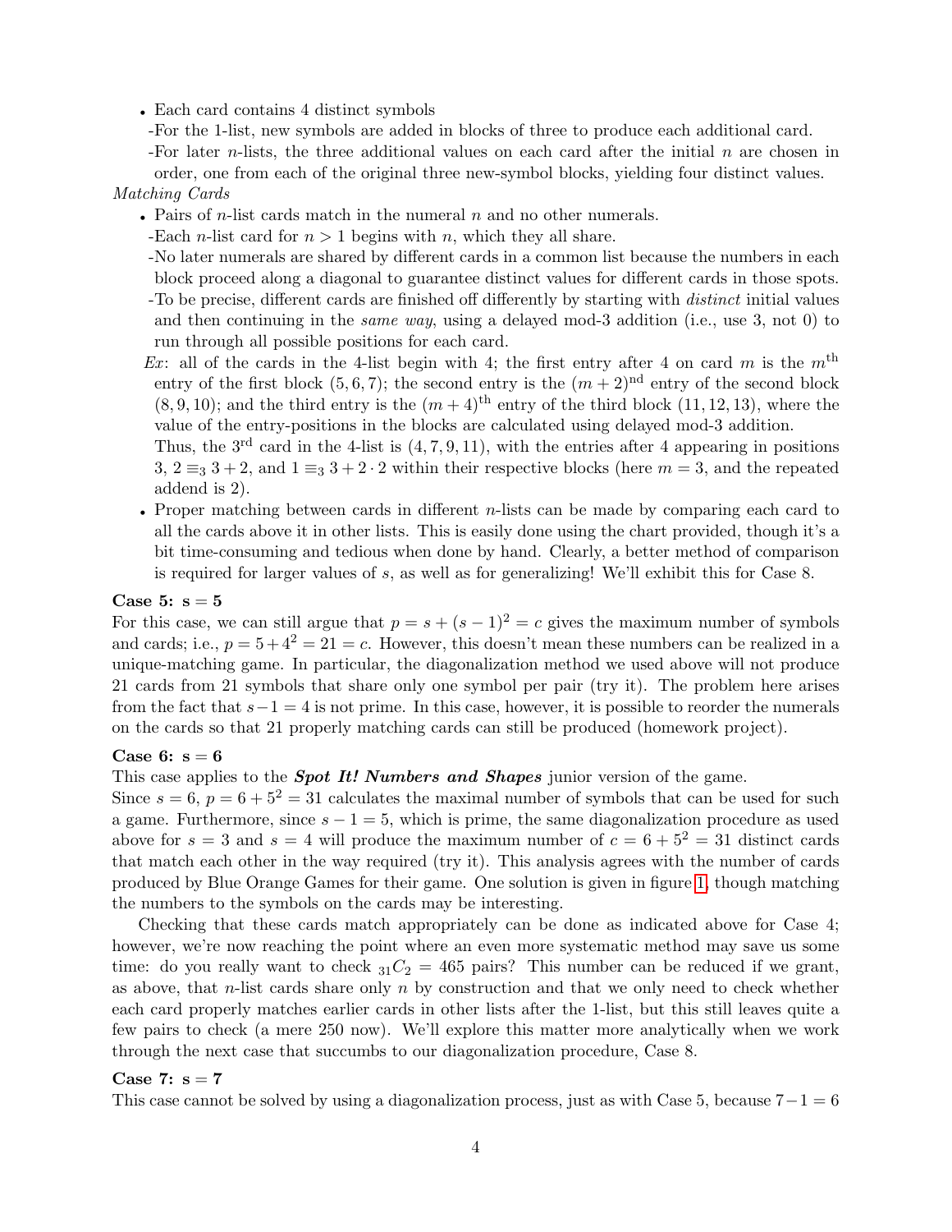- Each card contains 4 distinct symbols
  - For the 1-list, new symbols are added in blocks of three to produce each additional card.
  - For later $n$-lists, the three additional values on each card after the initial $n$ are chosen in order, one from each of the original three new-symbol blocks, yielding four distinct values.

*Matching Cards*

- Pairs of $n$-list cards match in the numeral $n$ and no other numerals.
  - Each $n$-list card for $n > 1$ begins with $n$, which they all share.
  - No later numerals are shared by different cards in a common list because the numbers in each block proceed along a diagonal to guarantee distinct values for different cards in those spots.
  - To be precise, different cards are finished off differently by starting with *distinct* initial values and then continuing in the *same way*, using a delayed mod-3 addition (i.e., use 3, not 0) to run through all possible positions for each card.

  *Ex*: all of the cards in the 4-list begin with 4; the first entry after 4 on card $m$ is the $m^{\text{th}}$ entry of the first block $(5, 6, 7)$; the second entry is the $(m+2)^{\text{nd}}$ entry of the second block $(8, 9, 10)$; and the third entry is the $(m+4)^{\text{th}}$ entry of the third block $(11, 12, 13)$, where the value of the entry-positions in the blocks are calculated using delayed mod-3 addition.
  Thus, the $3^{\text{rd}}$ card in the 4-list is $(4, 7, 9, 11)$, with the entries after 4 appearing in positions 3, $2 \equiv_3 3 + 2$, and $1 \equiv_3 3 + 2 \cdot 2$ within their respective blocks (here $m = 3$, and the repeated addend is 2).
- Proper matching between cards in different $n$-lists can be made by comparing each card to all the cards above it in other lists. This is easily done using the chart provided, though it's a bit time-consuming and tedious when done by hand. Clearly, a better method of comparison is required for larger values of $s$, as well as for generalizing! We'll exhibit this for Case 8.

**Case 5: $s = 5$**

For this case, we can still argue that $p = s + (s-1)^2 = c$ gives the maximum number of symbols and cards; i.e., $p = 5 + 4^2 = 21 = c$. However, this doesn't mean these numbers can be realized in a unique-matching game. In particular, the diagonalization method we used above will not produce 21 cards from 21 symbols that share only one symbol per pair (try it). The problem here arises from the fact that $s - 1 = 4$ is not prime. In this case, however, it is possible to reorder the numerals on the cards so that 21 properly matching cards can still be produced (homework project).

**Case 6: $s = 6$**

This case applies to the ***Spot It! Numbers and Shapes*** junior version of the game.
Since $s = 6$, $p = 6 + 5^2 = 31$ calculates the maximal number of symbols that can be used for such a game. Furthermore, since $s - 1 = 5$, which is prime, the same diagonalization procedure as used above for $s = 3$ and $s = 4$ will produce the maximum number of $c = 6 + 5^2 = 31$ distinct cards that match each other in the way required (try it). This analysis agrees with the number of cards produced by Blue Orange Games for their game. One solution is given in figure 1, though matching the numbers to the symbols on the cards may be interesting.

Checking that these cards match appropriately can be done as indicated above for Case 4; however, we're now reaching the point where an even more systematic method may save us some time: do you really want to check ${}_{31}C_2 = 465$ pairs? This number can be reduced if we grant, as above, that $n$-list cards share only $n$ by construction and that we only need to check whether each card properly matches earlier cards in other lists after the 1-list, but this still leaves quite a few pairs to check (a mere 250 now). We'll explore this matter more analytically when we work through the next case that succumbs to our diagonalization procedure, Case 8.

**Case 7: $s = 7$**

This case cannot be solved by using a diagonalization process, just as with Case 5, because $7 - 1 = 6$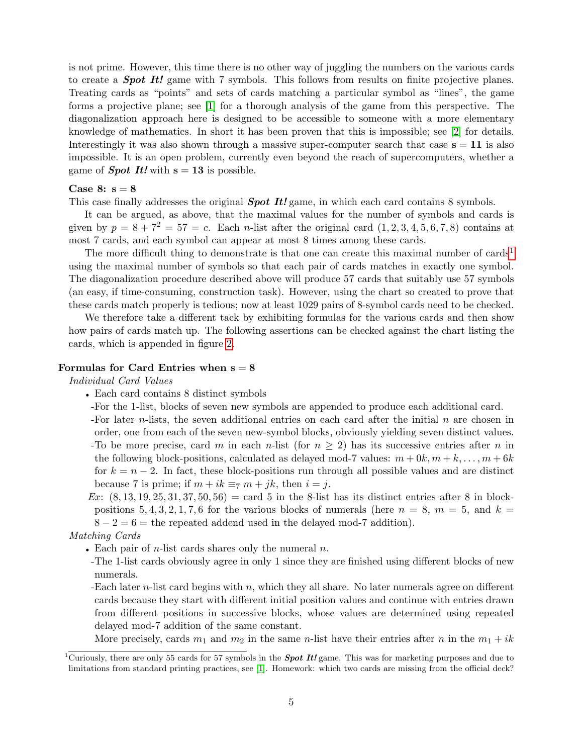is not prime. However, this time there is no other way of juggling the numbers on the various cards to create a ***Spot It!*** game with 7 symbols. This follows from results on finite projective planes. Treating cards as "points" and sets of cards matching a particular symbol as "lines", the game forms a projective plane; see [1] for a thorough analysis of the game from this perspective. The diagonalization approach here is designed to be accessible to someone with a more elementary knowledge of mathematics. In short it has been proven that this is impossible; see [2] for details. Interestingly it was also shown through a massive super-computer search that case $\mathbf{s} = \mathbf{11}$ is also impossible. It is an open problem, currently even beyond the reach of supercomputers, whether a game of ***Spot It!*** with $\mathbf{s} = \mathbf{13}$ is possible.

**Case 8: $\mathbf{s} = \mathbf{8}$**

This case finally addresses the original ***Spot It!*** game, in which each card contains 8 symbols.

It can be argued, as above, that the maximal values for the number of symbols and cards is given by $p = 8 + 7^2 = 57 = c$. Each $n$-list after the original card $(1, 2, 3, 4, 5, 6, 7, 8)$ contains at most 7 cards, and each symbol can appear at most 8 times among these cards.

The more difficult thing to demonstrate is that one can create this maximal number of cards[1] using the maximal number of symbols so that each pair of cards matches in exactly one symbol. The diagonalization procedure described above will produce 57 cards that suitably use 57 symbols (an easy, if time-consuming, construction task). However, using the chart so created to prove that these cards match properly is tedious; now at least 1029 pairs of 8-symbol cards need to be checked.

We therefore take a different tack by exhibiting formulas for the various cards and then show how pairs of cards match up. The following assertions can be checked against the chart listing the cards, which is appended in figure 2.

**Formulas for Card Entries when $\mathbf{s} = \mathbf{8}$**

*Individual Card Values*

- Each card contains 8 distinct symbols
  - -For the 1-list, blocks of seven new symbols are appended to produce each additional card.
  - -For later $n$-lists, the seven additional entries on each card after the initial $n$ are chosen in order, one from each of the seven new-symbol blocks, obviously yielding seven distinct values.
  - -To be more precise, card $m$ in each $n$-list (for $n \geq 2$) has its successive entries after $n$ in the following block-positions, calculated as delayed mod-7 values: $m + 0k, m + k, \ldots, m + 6k$ for $k = n - 2$. In fact, these block-positions run through all possible values and are distinct because 7 is prime; if $m + ik \equiv_7 m + jk$, then $i = j$.

  *Ex*: $(8, 13, 19, 25, 31, 37, 50, 56)$ = card 5 in the 8-list has its distinct entries after 8 in block-positions $5, 4, 3, 2, 1, 7, 6$ for the various blocks of numerals (here $n = 8$, $m = 5$, and $k = 8 - 2 = 6$ = the repeated addend used in the delayed mod-7 addition).

*Matching Cards*

- Each pair of $n$-list cards shares only the numeral $n$.
  - -The 1-list cards obviously agree in only 1 since they are finished using different blocks of new numerals.
  - -Each later $n$-list card begins with $n$, which they all share. No later numerals agree on different cards because they start with different initial position values and continue with entries drawn from different positions in successive blocks, whose values are determined using repeated delayed mod-7 addition of the same constant.

    More precisely, cards $m_1$ and $m_2$ in the same $n$-list have their entries after $n$ in the $m_1 + ik$

[1] Curiously, there are only 55 cards for 57 symbols in the ***Spot It!*** game. This was for marketing purposes and due to limitations from standard printing practices, see [1]. Homework: which two cards are missing from the official deck?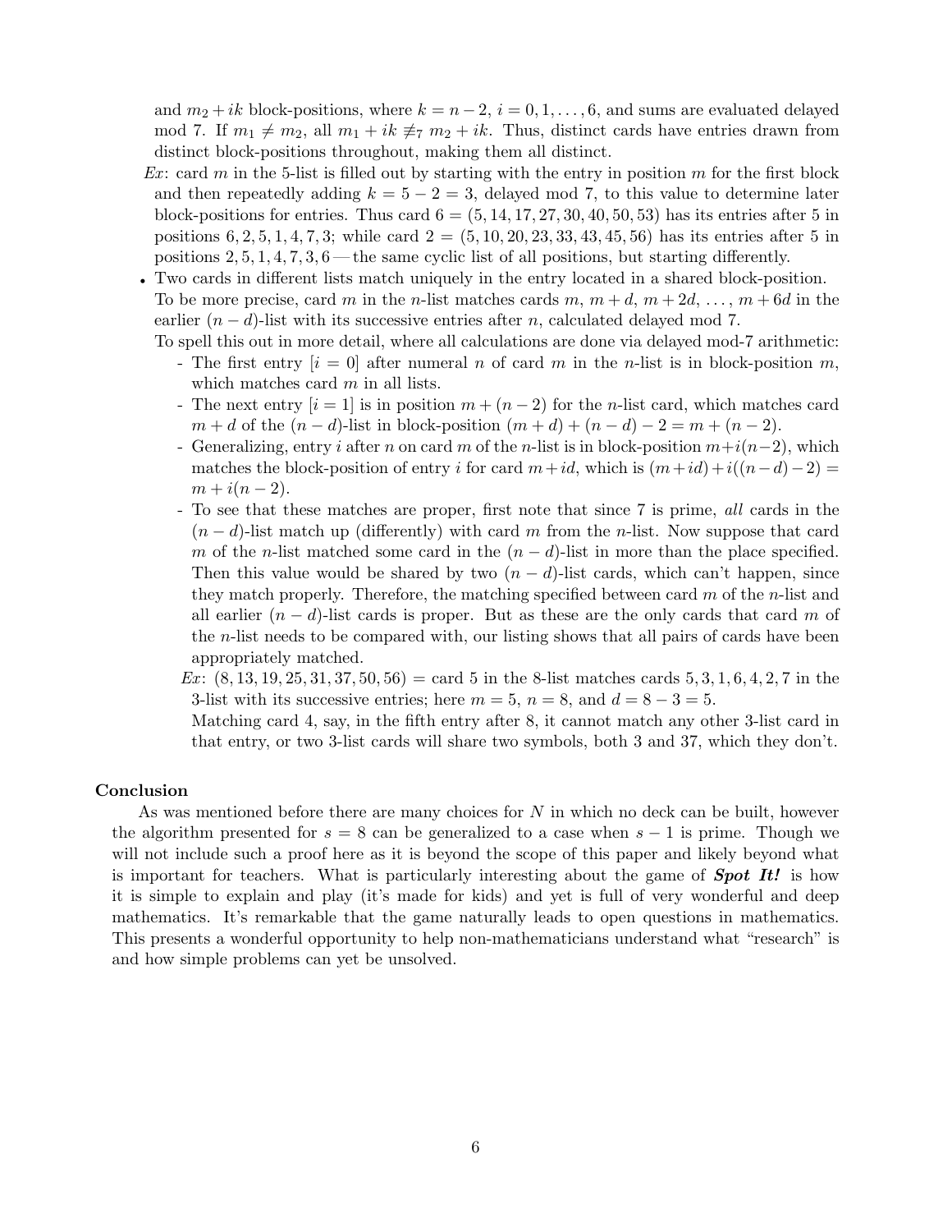and $m_2 + ik$ block-positions, where $k = n-2$, $i = 0, 1, \ldots, 6$, and sums are evaluated delayed mod 7. If $m_1 \neq m_2$, all $m_1 + ik \not\equiv_7 m_2 + ik$. Thus, distinct cards have entries drawn from distinct block-positions throughout, making them all distinct.

*Ex*: card $m$ in the 5-list is filled out by starting with the entry in position $m$ for the first block and then repeatedly adding $k = 5-2 = 3$, delayed mod 7, to this value to determine later block-positions for entries. Thus card $6 = (5, 14, 17, 27, 30, 40, 50, 53)$ has its entries after 5 in positions $6, 2, 5, 1, 4, 7, 3$; while card $2 = (5, 10, 20, 23, 33, 43, 45, 56)$ has its entries after 5 in positions $2, 5, 1, 4, 7, 3, 6$ — the same cyclic list of all positions, but starting differently.

- Two cards in different lists match uniquely in the entry located in a shared block-position. To be more precise, card $m$ in the $n$-list matches cards $m$, $m+d$, $m+2d$, $\ldots$, $m+6d$ in the earlier $(n-d)$-list with its successive entries after $n$, calculated delayed mod 7.

  To spell this out in more detail, where all calculations are done via delayed mod-7 arithmetic:
  - The first entry $[i = 0]$ after numeral $n$ of card $m$ in the $n$-list is in block-position $m$, which matches card $m$ in all lists.
  - The next entry $[i = 1]$ is in position $m + (n-2)$ for the $n$-list card, which matches card $m + d$ of the $(n-d)$-list in block-position $(m+d) + (n-d) - 2 = m + (n-2)$.
  - Generalizing, entry $i$ after $n$ on card $m$ of the $n$-list is in block-position $m + i(n-2)$, which matches the block-position of entry $i$ for card $m + id$, which is $(m+id) + i((n-d)-2) = m + i(n-2)$.
  - To see that these matches are proper, first note that since 7 is prime, *all* cards in the $(n-d)$-list match up (differently) with card $m$ from the $n$-list. Now suppose that card $m$ of the $n$-list matched some card in the $(n-d)$-list in more than the place specified. Then this value would be shared by two $(n-d)$-list cards, which can't happen, since they match properly. Therefore, the matching specified between card $m$ of the $n$-list and all earlier $(n-d)$-list cards is proper. But as these are the only cards that card $m$ of the $n$-list needs to be compared with, our listing shows that all pairs of cards have been appropriately matched.

  *Ex*: $(8, 13, 19, 25, 31, 37, 50, 56)$ = card 5 in the 8-list matches cards $5, 3, 1, 6, 4, 2, 7$ in the 3-list with its successive entries; here $m = 5$, $n = 8$, and $d = 8 - 3 = 5$.

  Matching card 4, say, in the fifth entry after 8, it cannot match any other 3-list card in that entry, or two 3-list cards will share two symbols, both 3 and 37, which they don't.

## Conclusion

As was mentioned before there are many choices for $N$ in which no deck can be built, however the algorithm presented for $s = 8$ can be generalized to a case when $s - 1$ is prime. Though we will not include such a proof here as it is beyond the scope of this paper and likely beyond what is important for teachers. What is particularly interesting about the game of ***Spot It!*** is how it is simple to explain and play (it's made for kids) and yet is full of very wonderful and deep mathematics. It's remarkable that the game naturally leads to open questions in mathematics. This presents a wonderful opportunity to help non-mathematicians understand what "research" is and how simple problems can yet be unsolved.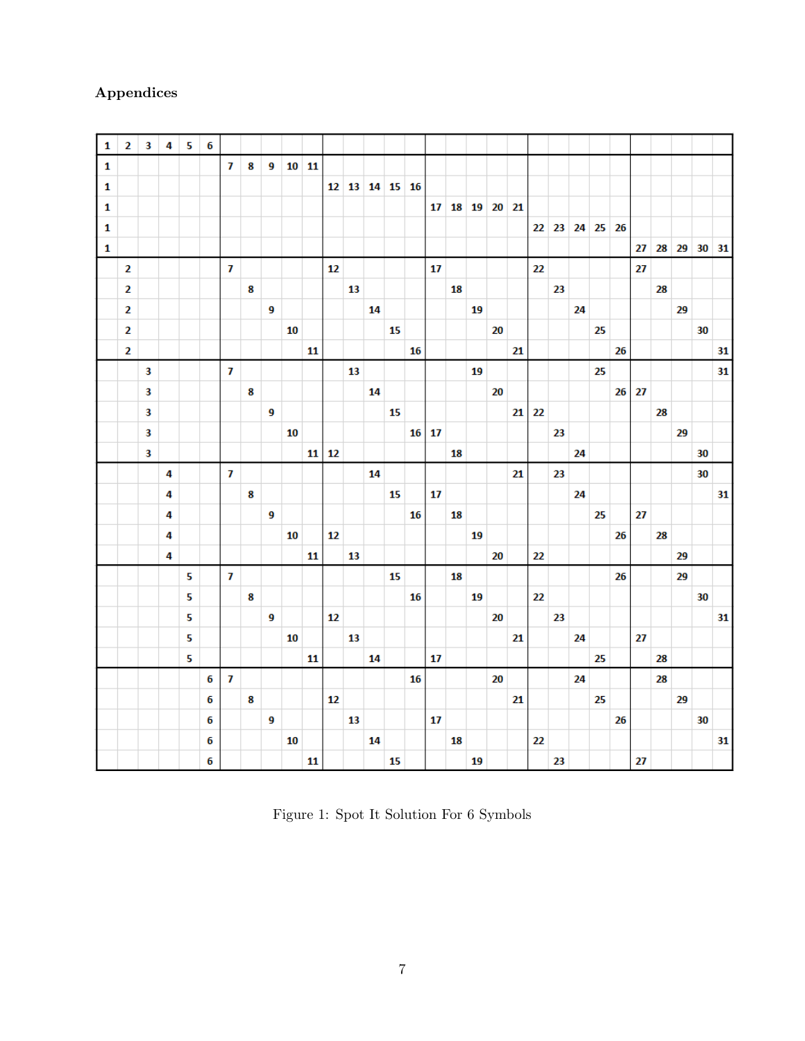## Appendices

| 1 | 2 | 3 | 4 | 5 | 6 | | | | | | | | | | | | | | | | | | | | | | | | | |
|---|---|---|---|---|---|---|---|---|---|---|---|---|---|---|---|---|---|---|---|---|---|---|---|---|---|---|---|---|---|---|
| 1 | | | | | | 7 | 8 | 9 | 10 | 11 | | | | | | | | | | | | | | | | | | | | |
| 1 | | | | | | | | | | | 12 | 13 | 14 | 15 | 16 | | | | | | | | | | | | | | | |
| 1 | | | | | | | | | | | | | | | | 17 | 18 | 19 | 20 | 21 | | | | | | | | | | |
| 1 | | | | | | | | | | | | | | | | | | | | | 22 | 23 | 24 | 25 | 26 | | | | | |
| 1 | | | | | | | | | | | | | | | | | | | | | | | | | | 27 | 28 | 29 | 30 | 31 |
| | 2 | | | | | 7 | | | | | 12 | | | | | 17 | | | | | 22 | | | | | 27 | | | | |
| | 2 | | | | | | 8 | | | | | 13 | | | | | 18 | | | | | 23 | | | | | 28 | | | |
| | 2 | | | | | | | 9 | | | | | 14 | | | | | 19 | | | | | 24 | | | | | 29 | | |
| | 2 | | | | | | | | 10 | | | | | 15 | | | | | 20 | | | | | 25 | | | | | 30 | |
| | 2 | | | | | | | | | 11 | | | | | 16 | | | | | 21 | | | | | 26 | | | | | 31 |
| | | 3 | | | | 7 | | | | | | 13 | | | | | | 19 | | | | | | 25 | | | | | | 31 |
| | | 3 | | | | | 8 | | | | | | 14 | | | | | | 20 | | | | | | 26 | 27 | | | | |
| | | 3 | | | | | | 9 | | | | | | 15 | | | | | | 21 | 22 | | | | | | 28 | | | |
| | | 3 | | | | | | | 10 | | | | | | 16 | 17 | | | | | | 23 | | | | | | 29 | | |
| | | 3 | | | | | | | | 11 | 12 | | | | | | 18 | | | | | | 24 | | | | | | 30 | |
| | | | 4 | | | 7 | | | | | | | 14 | | | | | | | 21 | | 23 | | | | | | | 30 | |
| | | | 4 | | | | 8 | | | | | | | 15 | | 17 | | | | | | | 24 | | | | | | | 31 |
| | | | 4 | | | | | 9 | | | | | | | 16 | | 18 | | | | | | | 25 | | 27 | | | | |
| | | | 4 | | | | | | 10 | | 12 | | | | | | | 19 | | | | | | | 26 | | 28 | | | |
| | | | 4 | | | | | | | 11 | | 13 | | | | | | | 20 | | 22 | | | | | | | 29 | | |
| | | | | 5 | | 7 | | | | | | | | 15 | | | 18 | | | | | | | | 26 | | | 29 | | |
| | | | | 5 | | | 8 | | | | | | | | 16 | | | 19 | | | 22 | | | | | | | | 30 | |
| | | | | 5 | | | | 9 | | | 12 | | | | | | | | 20 | | | 23 | | | | | | | | 31 |
| | | | | 5 | | | | | 10 | | | 13 | | | | | | | | 21 | | | 24 | | | 27 | | | | |
| | | | | 5 | | | | | | 11 | | | 14 | | | 17 | | | | | | | | 25 | | | 28 | | | |
| | | | | | 6 | 7 | | | | | | | | | 16 | | | | 20 | | | | 24 | | | | 28 | | | |
| | | | | | 6 | | 8 | | | | 12 | | | | | | | | | 21 | | | | 25 | | | | 29 | | |
| | | | | | 6 | | | 9 | | | | 13 | | | | 17 | | | | | | | | | 26 | | | | 30 | |
| | | | | | 6 | | | | 10 | | | | 14 | | | | 18 | | | | 22 | | | | | | | | | 31 |
| | | | | | 6 | | | | | 11 | | | | 15 | | | | 19 | | | | 23 | | | | 27 | | | | |

Figure 1: Spot It Solution For 6 Symbols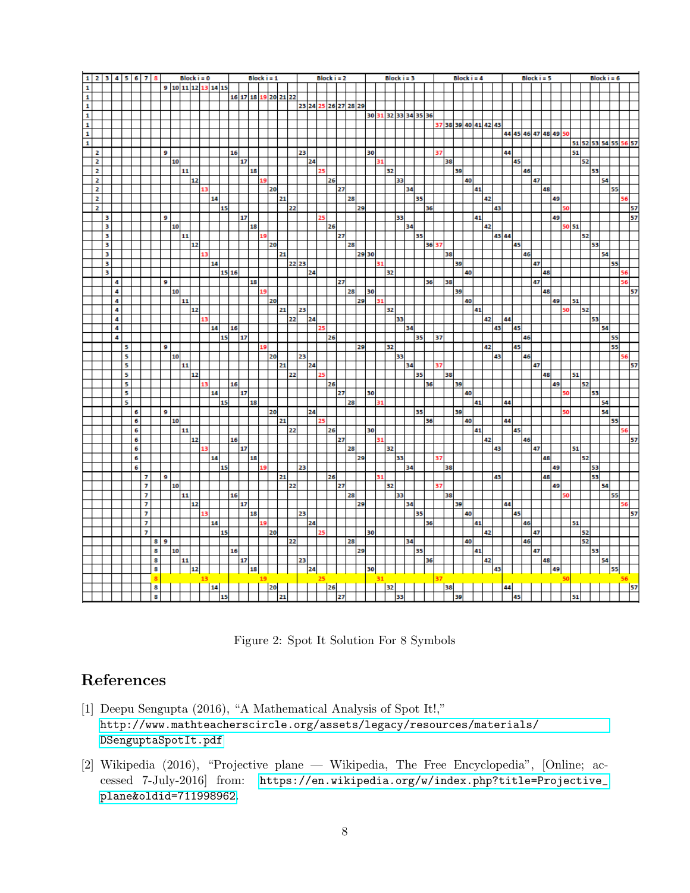| 1 | 2 | 3 | 4 | 5 | 6 | 7 | 8 | Block i = 0 | | | | | | | Block i = 1 | | | | | | | Block i = 2 | | | | | | | Block i = 3 | | | | | | | Block i = 4 | | | | | | | Block i = 5 | | | | | | | Block i = 6 | | | | | | |
|---|---|---|---|---|---|---|---|---|---|---|---|---|---|---|---|---|---|---|---|---|---|---|---|---|---|---|---|---|---|---|---|---|---|---|---|---|---|---|---|---|---|---|---|---|---|---|---|---|---|---|---|---|---|---|---|---|
| 1 | | | | | | | | 9 | 10 | 11 | 12 | 13 | 14 | 15 | | | | | | | | | | | | | | | | | | | | | | | | | | | | | | | | | | | | | | | | | | |
| 1 | | | | | | | | | | | | | | | 16 | 17 | 18 | 19 | 20 | 21 | 22 | | | | | | | | | | | | | | | | | | | | | | | | | | | | | | | | | | | |
| 1 | | | | | | | | | | | | | | | | | | | | | | 23 | 24 | 25 | 26 | 27 | 28 | 29 | | | | | | | | | | | | | | | | | | | | | | | | | | | | |
| 1 | | | | | | | | | | | | | | | | | | | | | | | | | | | | | 30 | 31 | 32 | 33 | 34 | 35 | 36 | | | | | | | | | | | | | | | | | | | | | |
| 1 | | | | | | | | | | | | | | | | | | | | | | | | | | | | | | | | | | | | 37 | 38 | 39 | 40 | 41 | 42 | 43 | | | | | | | | | | | | | | |
| 1 | | | | | | | | | | | | | | | | | | | | | | | | | | | | | | | | | | | | | | | | | | | 44 | 45 | 46 | 47 | 48 | 49 | 50 | | | | | | | |
| 1 | | | | | | | | | | | | | | | | | | | | | | | | | | | | | | | | | | | | | | | | | | | | | | | | | | 51 | 52 | 53 | 54 | 55 | 56 | 57 |
| | 2 | | | | | | | 9 | | | | | | | 16 | | | | | | | 23 | | | | | | | 30 | | | | | | | 37 | | | | | | | 44 | | | | | | | 51 | | | | | | |
| | 2 | | | | | | | | 10 | | | | | | | 17 | | | | | | | 24 | | | | | | | 31 | | | | | | | 38 | | | | | | | 45 | | | | | | | 52 | | | | | |
| | 2 | | | | | | | | | 11 | | | | | | | 18 | | | | | | | 25 | | | | | | | 32 | | | | | | | 39 | | | | | | | 46 | | | | | | | 53 | | | | |
| | 2 | | | | | | | | | | 12 | | | | | | | 19 | | | | | | | 26 | | | | | | | 33 | | | | | | | 40 | | | | | | | 47 | | | | | | | 54 | | | |
| | 2 | | | | | | | | | | | 13 | | | | | | | 20 | | | | | | | 27 | | | | | | | 34 | | | | | | | 41 | | | | | | | 48 | | | | | | | 55 | | |
| | 2 | | | | | | | | | | | | 14 | | | | | | | 21 | | | | | | | 28 | | | | | | | 35 | | | | | | | 42 | | | | | | | 49 | | | | | | | 56 | |
| | 2 | | | | | | | | | | | | | 15 | | | | | | | 22 | | | | | | | 29 | | | | | | | 36 | | | | | | | 43 | | | | | | | 50 | | | | | | | 57 |
| | | 3 | | | | | | 9 | | | | | | | | 17 | | | | | | | | 25 | | | | | | | | 33 | | | | | | | | 41 | | | | | | | | 49 | | | | | | | | 57 |
| | | 3 | | | | | | | 10 | | | | | | | | 18 | | | | | | | | 26 | | | | | | | | 34 | | | | | | | | 42 | | | | | | | | 50 | 51 | | | | | | |
| | | 3 | | | | | | | | 11 | | | | | | | | 19 | | | | | | | | 27 | | | | | | | | 35 | | | | | | | | 43 | 44 | | | | | | | | 52 | | | | | |
| | | 3 | | | | | | | | | 12 | | | | | | | | 20 | | | | | | | | 28 | | | | | | | | 36 | 37 | | | | | | | | 45 | | | | | | | | 53 | | | | |
| | | 3 | | | | | | | | | | 13 | | | | | | | | 21 | | | | | | | | 29 | 30 | | | | | | | | 38 | | | | | | | | 46 | | | | | | | | 54 | | | |
| | | 3 | | | | | | | | | | | 14 | | | | | | | | 22 | 23 | | | | | | | | 31 | | | | | | | | 39 | | | | | | | | 47 | | | | | | | | 55 | |
| | | 3 | | | | | | | | | | | | 15 | 16 | | | | | | | | 24 | | | | | | | | 32 | | | | | | | | 40 | | | | | | | | 48 | | | | | | | | 56 | |
| | | | 4 | | | | | 9 | | | | | | | | | 18 | | | | | | | | | 27 | | | | | | | | | 36 | | 38 | | | | | | | | | 47 | | | | | | | | | 56 | |
| | | | 4 | | | | | | 10 | | | | | | | | | 19 | | | | | | | | | 28 | | 30 | | | | | | | | | 39 | | | | | | | | | 48 | | | | | | | | | 57 |
| | | | 4 | | | | | | | 11 | | | | | | | | | 20 | | | | | | | | | 29 | | 31 | | | | | | | | | 40 | | | | | | | | | 49 | | 51 | | | | | | |
| | | | 4 | | | | | | | | 12 | | | | | | | | | 21 | | 23 | | | | | | | | | 32 | | | | | | | | | 41 | | | | | | | | | 50 | | 52 | | | | | |
| | | | 4 | | | | | | | | | 13 | | | | | | | | | 22 | | 24 | | | | | | | | | 33 | | | | | | | | | 42 | | 44 | | | | | | | | | 53 | | | |
| | | | 4 | | | | | | | | | | 14 | | 16 | | | | | | | | | 25 | | | | | | | | | 34 | | | | | | | | | 43 | | 45 | | | | | | | | | 54 | | |
| | | | 4 | | | | | | | | | | | 15 | | 17 | | | | | | | | | 26 | | | | | | | | | 35 | | 37 | | | | | | | | | 46 | | | | | | | | | 55 | |
| | | | | 5 | | | | 9 | | | | | | | | | | 19 | | | | | | | | | | 29 | | | 32 | | | | | | | | | | 42 | | | 45 | | | | | | | | | | 55 | | |
| | | | | 5 | | | | | 10 | | | | | | | | | | 20 | | | 23 | | | | | | | | | 33 | | | | | | | | | | 43 | | | 46 | | | | | | | | | | 56 | |
| | | | | 5 | | | | | | 11 | | | | | | | | | | 21 | | | 24 | | | | | | | | | 34 | | | 37 | | | | | | | | | | 47 | | | | | | | | | | 57 |
| | | | | 5 | | | | | | | 12 | | | | | | | | | | 22 | | | 25 | | | | | | | | | 35 | | | 38 | | | | | | | | | | 48 | | | 51 | | | | | |
| | | | | 5 | | | | | | | | 13 | | | 16 | | | | | | | | | | 26 | | | | | | | | | 36 | | | 39 | | | | | | | | | | 49 | | | 52 | | | | |
| | | | | 5 | | | | | | | | | 14 | | | 17 | | | | | | | | | | 27 | | | 30 | | | | | | | | | 40 | | | | | | | | | | 50 | | | 53 | | | |
| | | | | 5 | | | | | | | | | | 15 | | | 18 | | | | | | | | | | 28 | | | 31 | | | | | | | | | 41 | | | 44 | | | | | | | | | | 54 | | |
| | | | | | 6 | | | 9 | | | | | | | | | | | 20 | | | | 24 | | | | | | | | | | | 35 | | | | 39 | | | | | | | | | | | 50 | | | | 54 | | | |
| | | | | | 6 | | | | 10 | | | | | | | | | | | 21 | | | | 25 | | | | | | | | | | | 36 | | | | 40 | | | | 44 | | | | | | | | | | | 55 | | |
| | | | | | 6 | | | | | 11 | | | | | | | | | | | 22 | | | | 26 | | | | 30 | | | | | | | | | | | 41 | | | | 45 | | | | | | | | | | | 56 | |
| | | | | | 6 | | | | | | 12 | | | | 16 | | | | | | | | | | | 27 | | | | 31 | | | | | | | | | | | 42 | | | | 46 | | | | | | | | | | | 57 |
| | | | | | 6 | | | | | | | 13 | | | | 17 | | | | | | | | | | | 28 | | | | 32 | | | | | | | | | | | 43 | | | | 47 | | | | 51 | | | | | | |
| | | | | | 6 | | | | | | | | 14 | | | | 18 | | | | | | | | | | | 29 | | | | 33 | | | | 37 | | | | | | | | | | | 48 | | | | 52 | | | | | |
| | | | | | 6 | | | | | | | | | 15 | | | | 19 | | | | 23 | | | | | | | | | | | 34 | | | | 38 | | | | | | | | | | | 49 | | | | 53 | | | | |
| | | | | | | 7 | | 9 | | | | | | | | | | | | 21 | | | | | 26 | | | | | 31 | | | | | | | | | | | | 43 | | | | | 48 | | | | | 53 | | | | |
| | | | | | | 7 | | | 10 | | | | | | | | | | | | 22 | | | | | 27 | | | | | 32 | | | | | 37 | | | | | | | | | | | | 49 | | | | | 54 | | | |
| | | | | | | 7 | | | | 11 | | | | | 16 | | | | | | | | | | | | 28 | | | | | 33 | | | | | 38 | | | | | | | | | | | | 50 | | | | | 55 | | |
| | | | | | | 7 | | | | | 12 | | | | | 17 | | | | | | | | | | | | 29 | | | | | 34 | | | | | 39 | | | | | 44 | | | | | | | | | | | | 56 | |
| | | | | | | 7 | | | | | | 13 | | | | | 18 | | | | | 23 | | | | | | | | | | | | 35 | | | | | 40 | | | | | 45 | | | | | | | | | | | | 57 |
| | | | | | | 7 | | | | | | | 14 | | | | | 19 | | | | | 24 | | | | | | | | | | | | 36 | | | | | 41 | | | | | 46 | | | | | 51 | | | | | | |
| | | | | | | 7 | | | | | | | | 15 | | | | | 20 | | | | | 25 | | | | | 30 | | | | | | | | | | | | 42 | | | | | 47 | | | | | 52 | | | | | |
| | | | | | | | 8 | 9 | | | | | | | | | | | | | 22 | | | | | | 28 | | | | | | 34 | | | | | | 40 | | | | | | 46 | | | | | | 52 | | | | | |
| | | | | | | | 8 | | 10 | | | | | | 16 | | | | | | | | | | | | | 29 | | | | | | 35 | | | | | | 41 | | | | | | 47 | | | | | | 53 | | | | |
| | | | | | | | 8 | | | 11 | | | | | | 17 | | | | | | 23 | | | | | | | | | | | | | 36 | | | | | | 42 | | | | | | 48 | | | | | | 54 | | | |
| | | | | | | | 8 | | | | 12 | | | | | | 18 | | | | | | 24 | | | | | | 30 | | | | | | | | | | | | | 43 | | | | | | 49 | | | | | | 55 | | |
| | | | | | | | 8 | | | | | 13 | | | | | | 19 | | | | | | 25 | | | | | | 31 | | | | | | 37 | | | | | | | | | | | | | 50 | | | | | | 56 | |
| | | | | | | | 8 | | | | | | 14 | | | | | | 20 | | | | | | 26 | | | | | | 32 | | | | | | 38 | | | | | | 44 | | | | | | | | | | | | | 57 |
| | | | | | | | 8 | | | | | | | 15 | | | | | | 21 | | | | | | 27 | | | | | | 33 | | | | | | 39 | | | | | | 45 | | | | | | 51 | | | | | | |

Figure 2: Spot It Solution For 8 Symbols

## References

[1] Deepu Sengupta (2016), "A Mathematical Analysis of Spot It!," http://www.mathteacherscircle.org/assets/legacy/resources/materials/DSenguptaSpotIt.pdf

[2] Wikipedia (2016), "Projective plane — Wikipedia, The Free Encyclopedia", [Online; accessed 7-July-2016] from: https://en.wikipedia.org/w/index.php?title=Projective_plane&oldid=711998962.